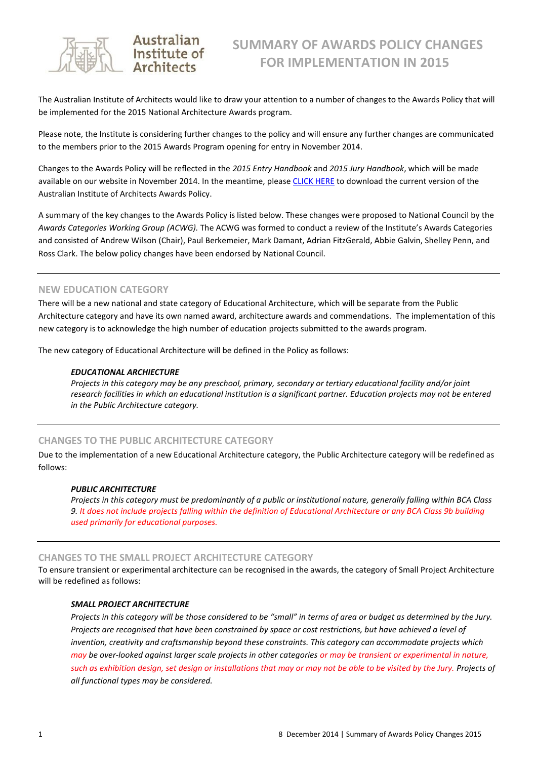# SUMMARY OF AWARDS POLICY CHANGES FOR IMPLEMENTATION IN 2015

The Australian Institute of Architects would like to draw your attention to a number of changes to the Awards Policy that will be implemented for the 2015 National Architecture Awards program.

Please note, the Institute is considering further changes to the policy and will ensure any further changes are communicated to the members prior to the 2015 Awards Program opening for entry in November 2014.

Changes to the Awards Policy will be reflected in the *2015 Entry Handbook* and *2015 Jury Handbook*, which will be made available on our website in November 2014. In the meantime, please CLICK HERE to download the current version of the Australian Institute of Architects Awards Policy.

A summary of the key changes to the Awards Policy is listed below. These changes were proposed to National Council by the *Awards Categories Working Group (ACWG).* The ACWG was formed to conduct a review of the Institute's Awards Categories and consisted of Andrew Wilson (Chair), Paul Berkemeier, Mark Damant, Adrian FitzGerald, Abbie Galvin, Shelley Penn, and Ross Clark. The below policy changes have been endorsed by National Council.

---

## NEW EDUCATION CATEGORY

There will be a new national and state category of Educational Architecture, which will be separate from the Public Architecture category and have its own named award, architecture awards and commendations. The implementation of this new category is to acknowledge the high number of education projects submitted to the awards program.

The new category of Educational Architecture will be defined in the Policy as follows:

> ***EDUCATIONAL ARCHIECTURE***
>
> *Projects in this category may be any preschool, primary, secondary or tertiary educational facility and/or joint research facilities in which an educational institution is a significant partner. Education projects may not be entered in the Public Architecture category.*

---

## CHANGES TO THE PUBLIC ARCHITECTURE CATEGORY

Due to the implementation of a new Educational Architecture category, the Public Architecture category will be redefined as follows:

> ***PUBLIC ARCHITECTURE***
>
> *Projects in this category must be predominantly of a public or institutional nature, generally falling within BCA Class 9. It does not include projects falling within the definition of Educational Architecture or any BCA Class 9b building used primarily for educational purposes.*

---

## CHANGES TO THE SMALL PROJECT ARCHITECTURE CATEGORY

To ensure transient or experimental architecture can be recognised in the awards, the category of Small Project Architecture will be redefined as follows:

> ***SMALL PROJECT ARCHITECTURE***
>
> *Projects in this category will be those considered to be "small" in terms of area or budget as determined by the Jury. Projects are recognised that have been constrained by space or cost restrictions, but have achieved a level of invention, creativity and craftsmanship beyond these constraints. This category can accommodate projects which may be over-looked against larger scale projects in other categories or may be transient or experimental in nature, such as exhibition design, set design or installations that may or may not be able to be visited by the Jury. Projects of all functional types may be considered.*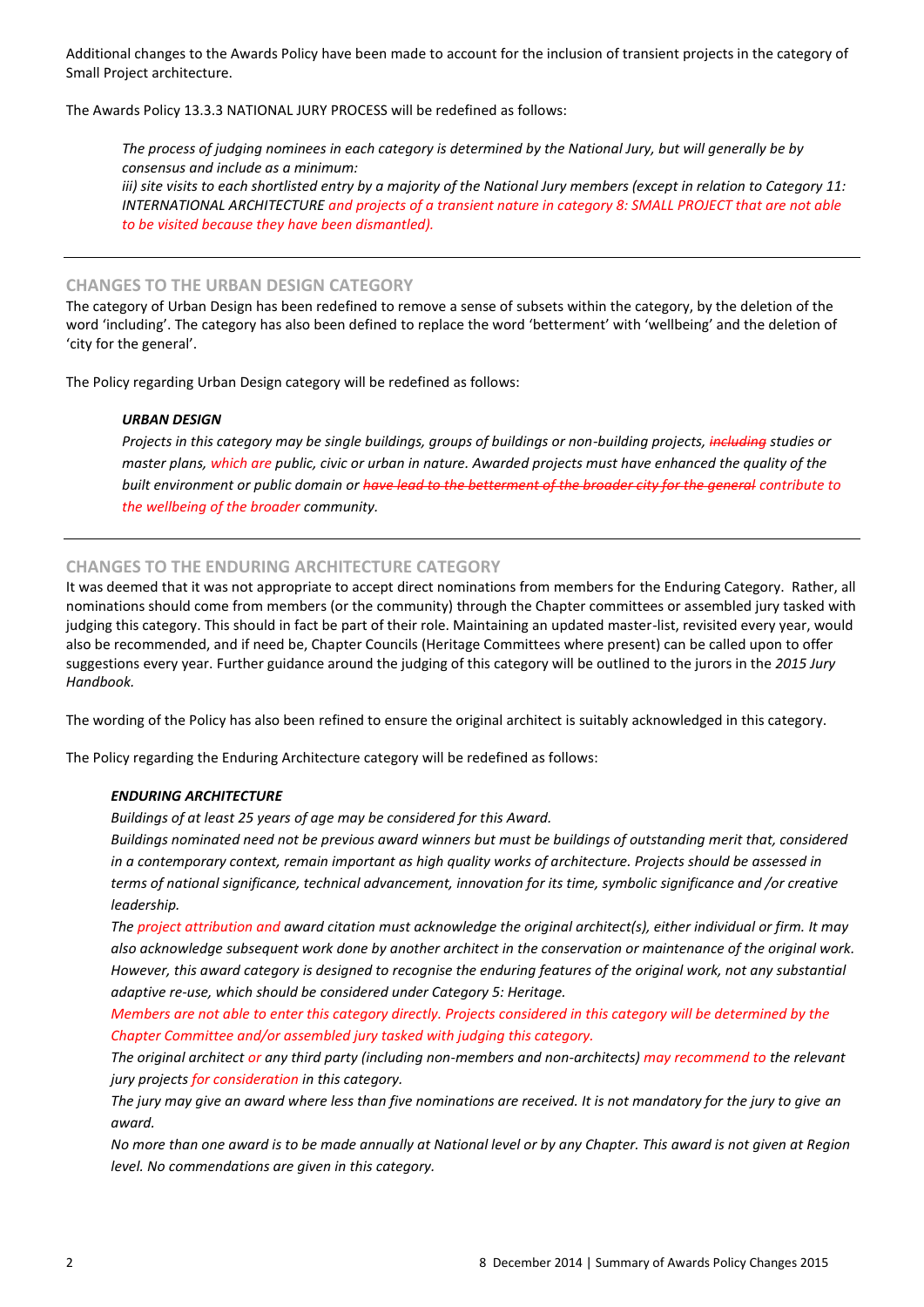Additional changes to the Awards Policy have been made to account for the inclusion of transient projects in the category of Small Project architecture.

The Awards Policy 13.3.3 NATIONAL JURY PROCESS will be redefined as follows:

> *The process of judging nominees in each category is determined by the National Jury, but will generally be by consensus and include as a minimum:*
> *iii) site visits to each shortlisted entry by a majority of the National Jury members (except in relation to Category 11: INTERNATIONAL ARCHITECTURE and projects of a transient nature in category 8: SMALL PROJECT that are not able to be visited because they have been dismantled).*

---

## CHANGES TO THE URBAN DESIGN CATEGORY

The category of Urban Design has been redefined to remove a sense of subsets within the category, by the deletion of the word 'including'. The category has also been defined to replace the word 'betterment' with 'wellbeing' and the deletion of 'city for the general'.

The Policy regarding Urban Design category will be redefined as follows:

> ***URBAN DESIGN***
>
> *Projects in this category may be single buildings, groups of buildings or non-building projects, ~~including~~ studies or master plans, which are public, civic or urban in nature. Awarded projects must have enhanced the quality of the built environment or public domain or ~~have lead to the betterment of the broader city for the general~~ contribute to the wellbeing of the broader community.*

---

## CHANGES TO THE ENDURING ARCHITECTURE CATEGORY

It was deemed that it was not appropriate to accept direct nominations from members for the Enduring Category. Rather, all nominations should come from members (or the community) through the Chapter committees or assembled jury tasked with judging this category. This should in fact be part of their role. Maintaining an updated master-list, revisited every year, would also be recommended, and if need be, Chapter Councils (Heritage Committees where present) can be called upon to offer suggestions every year. Further guidance around the judging of this category will be outlined to the jurors in the *2015 Jury Handbook.*

The wording of the Policy has also been refined to ensure the original architect is suitably acknowledged in this category.

The Policy regarding the Enduring Architecture category will be redefined as follows:

> ***ENDURING ARCHITECTURE***
>
> *Buildings of at least 25 years of age may be considered for this Award.*
>
> *Buildings nominated need not be previous award winners but must be buildings of outstanding merit that, considered in a contemporary context, remain important as high quality works of architecture. Projects should be assessed in terms of national significance, technical advancement, innovation for its time, symbolic significance and /or creative leadership.*
>
> *The project attribution and award citation must acknowledge the original architect(s), either individual or firm. It may also acknowledge subsequent work done by another architect in the conservation or maintenance of the original work. However, this award category is designed to recognise the enduring features of the original work, not any substantial adaptive re-use, which should be considered under Category 5: Heritage.*
>
> *Members are not able to enter this category directly. Projects considered in this category will be determined by the Chapter Committee and/or assembled jury tasked with judging this category.*
>
> *The original architect or any third party (including non-members and non-architects) may recommend to the relevant jury projects for consideration in this category.*
>
> *The jury may give an award where less than five nominations are received. It is not mandatory for the jury to give an award.*
>
> *No more than one award is to be made annually at National level or by any Chapter. This award is not given at Region level. No commendations are given in this category.*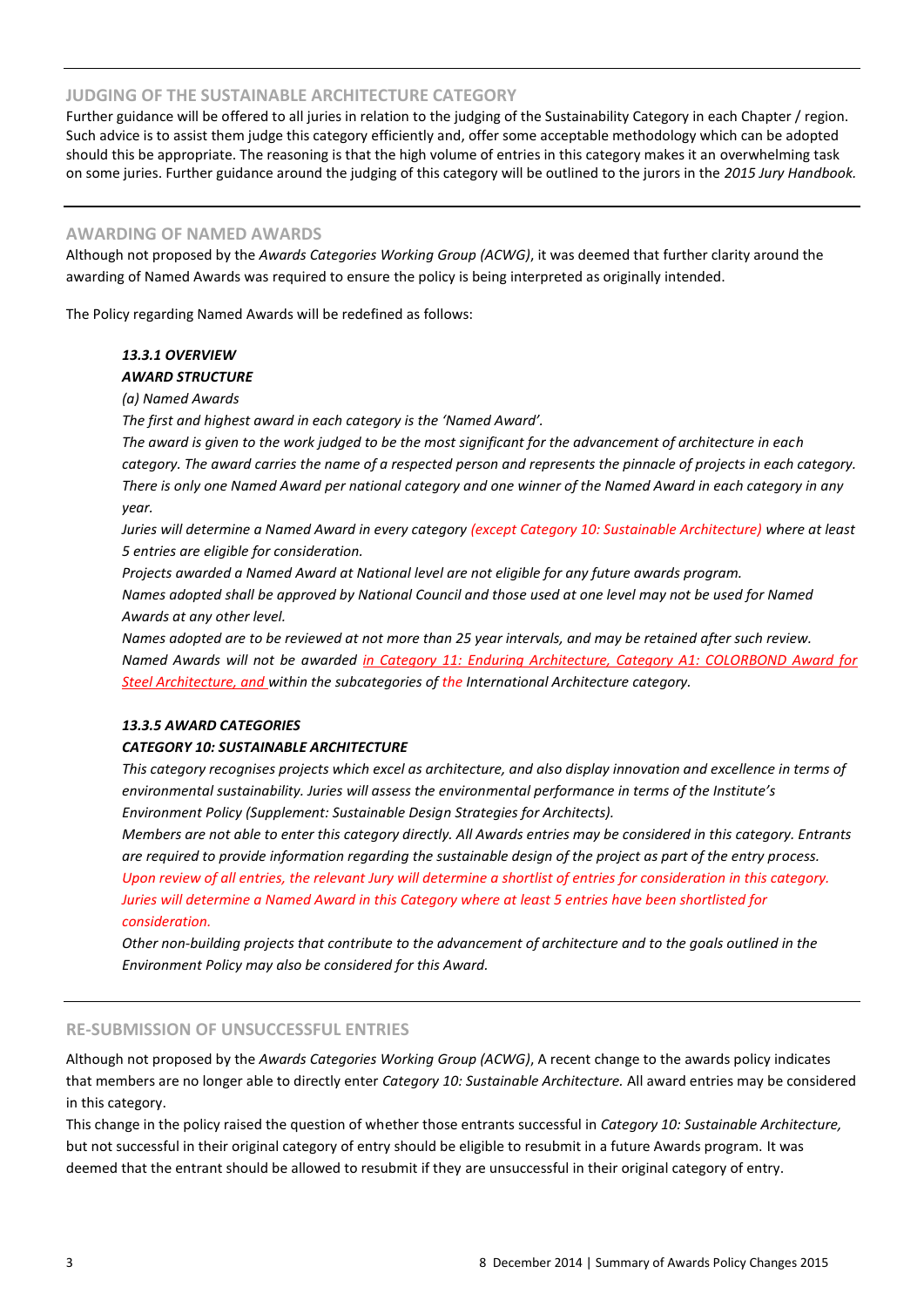## JUDGING OF THE SUSTAINABLE ARCHITECTURE CATEGORY

Further guidance will be offered to all juries in relation to the judging of the Sustainability Category in each Chapter / region. Such advice is to assist them judge this category efficiently and, offer some acceptable methodology which can be adopted should this be appropriate. The reasoning is that the high volume of entries in this category makes it an overwhelming task on some juries. Further guidance around the judging of this category will be outlined to the jurors in the *2015 Jury Handbook.*

## AWARDING OF NAMED AWARDS

Although not proposed by the *Awards Categories Working Group (ACWG)*, it was deemed that further clarity around the awarding of Named Awards was required to ensure the policy is being interpreted as originally intended.

The Policy regarding Named Awards will be redefined as follows:

> ***13.3.1 OVERVIEW***
>
> ***AWARD STRUCTURE***
>
> *(a) Named Awards*
>
> *The first and highest award in each category is the 'Named Award'.*
>
> *The award is given to the work judged to be the most significant for the advancement of architecture in each category. The award carries the name of a respected person and represents the pinnacle of projects in each category. There is only one Named Award per national category and one winner of the Named Award in each category in any year.*
>
> *Juries will determine a Named Award in every category (except Category 10: Sustainable Architecture) where at least 5 entries are eligible for consideration.*
>
> *Projects awarded a Named Award at National level are not eligible for any future awards program.*
>
> *Names adopted shall be approved by National Council and those used at one level may not be used for Named Awards at any other level.*
>
> *Names adopted are to be reviewed at not more than 25 year intervals, and may be retained after such review.*
>
> *Named Awards will not be awarded in Category 11: Enduring Architecture, Category A1: COLORBOND Award for Steel Architecture, and within the subcategories of the International Architecture category.*
>
> ***13.3.5 AWARD CATEGORIES***
>
> ***CATEGORY 10: SUSTAINABLE ARCHITECTURE***
>
> *This category recognises projects which excel as architecture, and also display innovation and excellence in terms of environmental sustainability. Juries will assess the environmental performance in terms of the Institute's Environment Policy (Supplement: Sustainable Design Strategies for Architects).*
>
> *Members are not able to enter this category directly. All Awards entries may be considered in this category. Entrants are required to provide information regarding the sustainable design of the project as part of the entry process.*
>
> *Upon review of all entries, the relevant Jury will determine a shortlist of entries for consideration in this category. Juries will determine a Named Award in this Category where at least 5 entries have been shortlisted for consideration.*
>
> *Other non-building projects that contribute to the advancement of architecture and to the goals outlined in the Environment Policy may also be considered for this Award.*

## RE-SUBMISSION OF UNSUCCESSFUL ENTRIES

Although not proposed by the *Awards Categories Working Group (ACWG)*, A recent change to the awards policy indicates that members are no longer able to directly enter *Category 10: Sustainable Architecture.* All award entries may be considered in this category.

This change in the policy raised the question of whether those entrants successful in *Category 10: Sustainable Architecture,* but not successful in their original category of entry should be eligible to resubmit in a future Awards program. It was deemed that the entrant should be allowed to resubmit if they are unsuccessful in their original category of entry.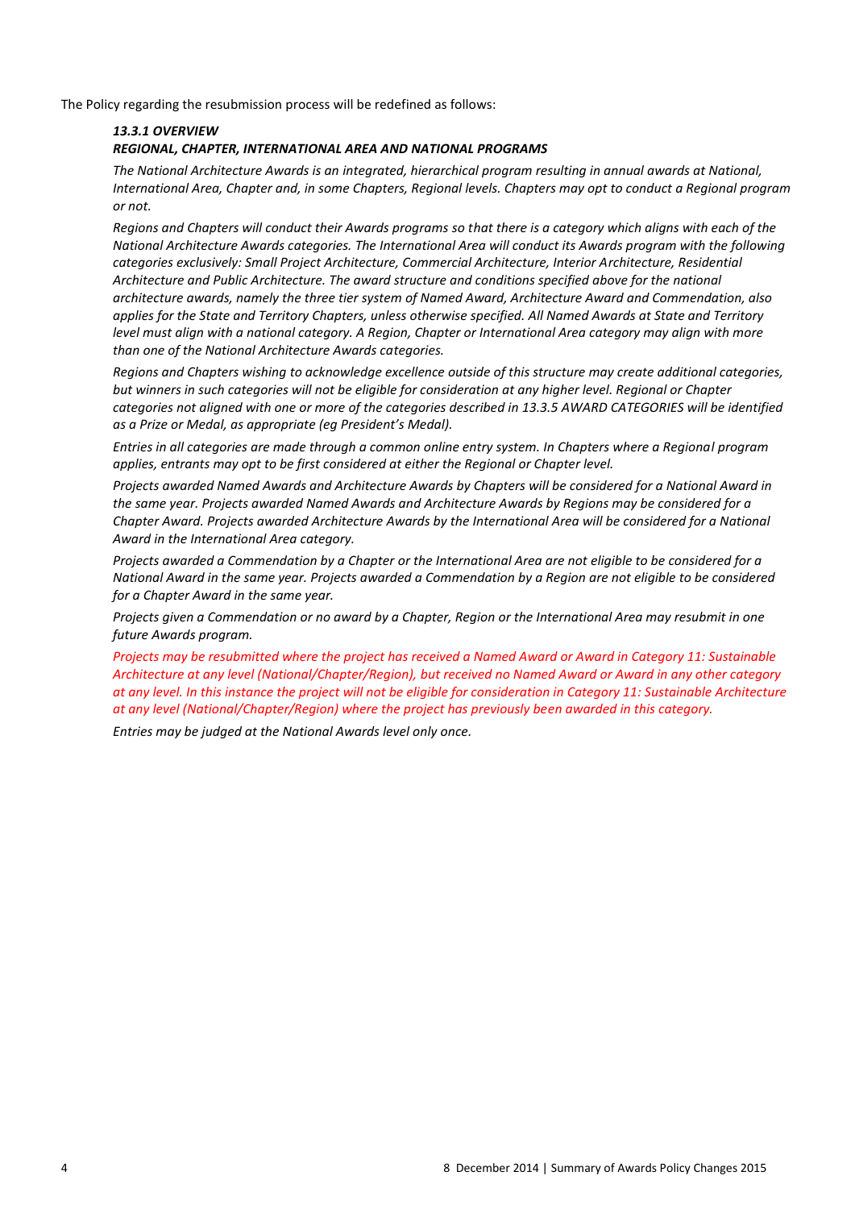The Policy regarding the resubmission process will be redefined as follows:

***13.3.1 OVERVIEW***

***REGIONAL, CHAPTER, INTERNATIONAL AREA AND NATIONAL PROGRAMS***

*The National Architecture Awards is an integrated, hierarchical program resulting in annual awards at National, International Area, Chapter and, in some Chapters, Regional levels. Chapters may opt to conduct a Regional program or not.*

*Regions and Chapters will conduct their Awards programs so that there is a category which aligns with each of the National Architecture Awards categories. The International Area will conduct its Awards program with the following categories exclusively: Small Project Architecture, Commercial Architecture, Interior Architecture, Residential Architecture and Public Architecture. The award structure and conditions specified above for the national architecture awards, namely the three tier system of Named Award, Architecture Award and Commendation, also applies for the State and Territory Chapters, unless otherwise specified. All Named Awards at State and Territory level must align with a national category. A Region, Chapter or International Area category may align with more than one of the National Architecture Awards categories.*

*Regions and Chapters wishing to acknowledge excellence outside of this structure may create additional categories, but winners in such categories will not be eligible for consideration at any higher level. Regional or Chapter categories not aligned with one or more of the categories described in 13.3.5 AWARD CATEGORIES will be identified as a Prize or Medal, as appropriate (eg President's Medal).*

*Entries in all categories are made through a common online entry system. In Chapters where a Regional program applies, entrants may opt to be first considered at either the Regional or Chapter level.*

*Projects awarded Named Awards and Architecture Awards by Chapters will be considered for a National Award in the same year. Projects awarded Named Awards and Architecture Awards by Regions may be considered for a Chapter Award. Projects awarded Architecture Awards by the International Area will be considered for a National Award in the International Area category.*

*Projects awarded a Commendation by a Chapter or the International Area are not eligible to be considered for a National Award in the same year. Projects awarded a Commendation by a Region are not eligible to be considered for a Chapter Award in the same year.*

*Projects given a Commendation or no award by a Chapter, Region or the International Area may resubmit in one future Awards program.*

*Projects may be resubmitted where the project has received a Named Award or Award in Category 11: Sustainable Architecture at any level (National/Chapter/Region), but received no Named Award or Award in any other category at any level. In this instance the project will not be eligible for consideration in Category 11: Sustainable Architecture at any level (National/Chapter/Region) where the project has previously been awarded in this category.*

*Entries may be judged at the National Awards level only once.*